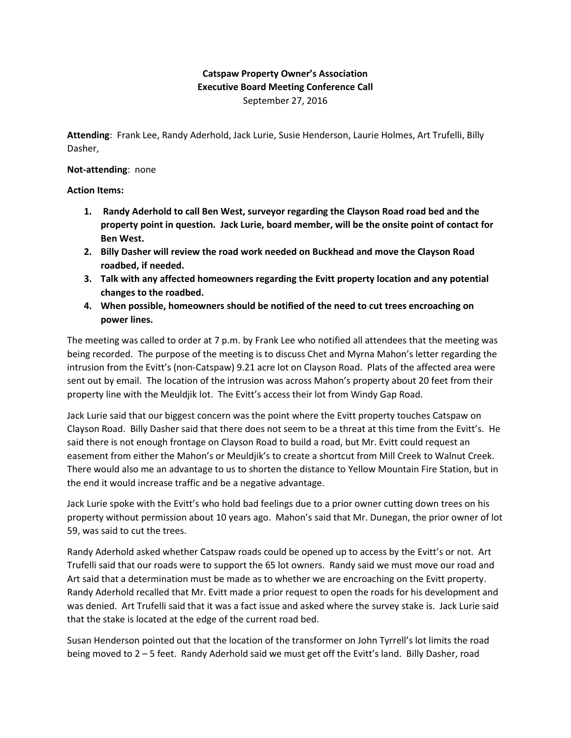**Catspaw Property Owner's Association**
**Executive Board Meeting Conference Call**
September 27, 2016

**Attending**: Frank Lee, Randy Aderhold, Jack Lurie, Susie Henderson, Laurie Holmes, Art Trufelli, Billy Dasher,

**Not-attending**: none

**Action Items:**

1. **Randy Aderhold to call Ben West, surveyor regarding the Clayson Road road bed and the property point in question. Jack Lurie, board member, will be the onsite point of contact for Ben West.**
2. **Billy Dasher will review the road work needed on Buckhead and move the Clayson Road roadbed, if needed.**
3. **Talk with any affected homeowners regarding the Evitt property location and any potential changes to the roadbed.**
4. **When possible, homeowners should be notified of the need to cut trees encroaching on power lines.**

The meeting was called to order at 7 p.m. by Frank Lee who notified all attendees that the meeting was being recorded. The purpose of the meeting is to discuss Chet and Myrna Mahon's letter regarding the intrusion from the Evitt's (non-Catspaw) 9.21 acre lot on Clayson Road. Plats of the affected area were sent out by email. The location of the intrusion was across Mahon's property about 20 feet from their property line with the Meuldjik lot. The Evitt's access their lot from Windy Gap Road.

Jack Lurie said that our biggest concern was the point where the Evitt property touches Catspaw on Clayson Road. Billy Dasher said that there does not seem to be a threat at this time from the Evitt's. He said there is not enough frontage on Clayson Road to build a road, but Mr. Evitt could request an easement from either the Mahon's or Meuldjik's to create a shortcut from Mill Creek to Walnut Creek. There would also me an advantage to us to shorten the distance to Yellow Mountain Fire Station, but in the end it would increase traffic and be a negative advantage.

Jack Lurie spoke with the Evitt's who hold bad feelings due to a prior owner cutting down trees on his property without permission about 10 years ago. Mahon's said that Mr. Dunegan, the prior owner of lot 59, was said to cut the trees.

Randy Aderhold asked whether Catspaw roads could be opened up to access by the Evitt's or not. Art Trufelli said that our roads were to support the 65 lot owners. Randy said we must move our road and Art said that a determination must be made as to whether we are encroaching on the Evitt property. Randy Aderhold recalled that Mr. Evitt made a prior request to open the roads for his development and was denied. Art Trufelli said that it was a fact issue and asked where the survey stake is. Jack Lurie said that the stake is located at the edge of the current road bed.

Susan Henderson pointed out that the location of the transformer on John Tyrrell's lot limits the road being moved to 2 – 5 feet. Randy Aderhold said we must get off the Evitt's land. Billy Dasher, road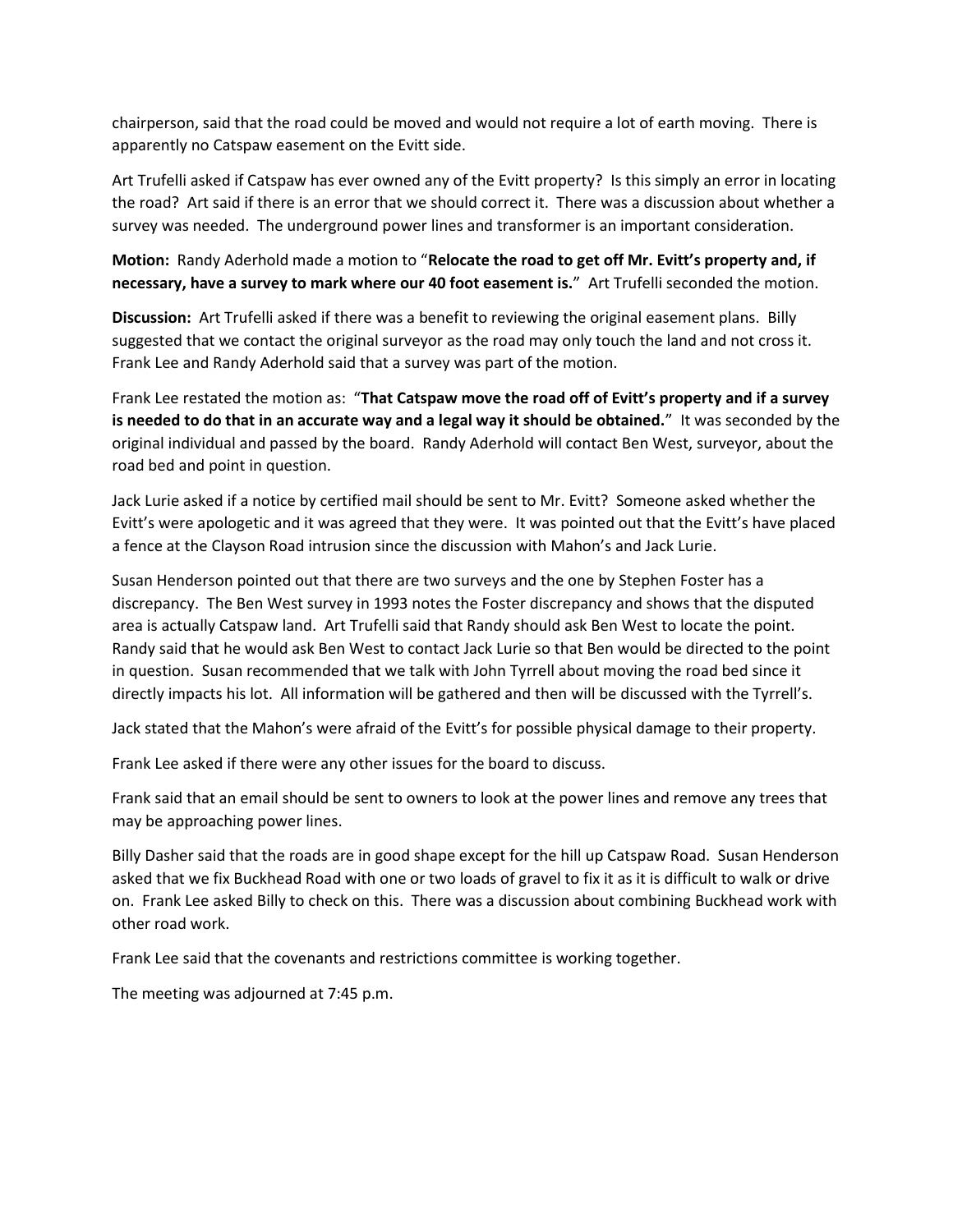chairperson, said that the road could be moved and would not require a lot of earth moving. There is apparently no Catspaw easement on the Evitt side.

Art Trufelli asked if Catspaw has ever owned any of the Evitt property? Is this simply an error in locating the road? Art said if there is an error that we should correct it. There was a discussion about whether a survey was needed. The underground power lines and transformer is an important consideration.

**Motion:** Randy Aderhold made a motion to "**Relocate the road to get off Mr. Evitt's property and, if necessary, have a survey to mark where our 40 foot easement is.**" Art Trufelli seconded the motion.

**Discussion:** Art Trufelli asked if there was a benefit to reviewing the original easement plans. Billy suggested that we contact the original surveyor as the road may only touch the land and not cross it. Frank Lee and Randy Aderhold said that a survey was part of the motion.

Frank Lee restated the motion as: "**That Catspaw move the road off of Evitt's property and if a survey is needed to do that in an accurate way and a legal way it should be obtained.**" It was seconded by the original individual and passed by the board. Randy Aderhold will contact Ben West, surveyor, about the road bed and point in question.

Jack Lurie asked if a notice by certified mail should be sent to Mr. Evitt? Someone asked whether the Evitt's were apologetic and it was agreed that they were. It was pointed out that the Evitt's have placed a fence at the Clayson Road intrusion since the discussion with Mahon's and Jack Lurie.

Susan Henderson pointed out that there are two surveys and the one by Stephen Foster has a discrepancy. The Ben West survey in 1993 notes the Foster discrepancy and shows that the disputed area is actually Catspaw land. Art Trufelli said that Randy should ask Ben West to locate the point. Randy said that he would ask Ben West to contact Jack Lurie so that Ben would be directed to the point in question. Susan recommended that we talk with John Tyrrell about moving the road bed since it directly impacts his lot. All information will be gathered and then will be discussed with the Tyrrell's.

Jack stated that the Mahon's were afraid of the Evitt's for possible physical damage to their property.

Frank Lee asked if there were any other issues for the board to discuss.

Frank said that an email should be sent to owners to look at the power lines and remove any trees that may be approaching power lines.

Billy Dasher said that the roads are in good shape except for the hill up Catspaw Road. Susan Henderson asked that we fix Buckhead Road with one or two loads of gravel to fix it as it is difficult to walk or drive on. Frank Lee asked Billy to check on this. There was a discussion about combining Buckhead work with other road work.

Frank Lee said that the covenants and restrictions committee is working together.

The meeting was adjourned at 7:45 p.m.